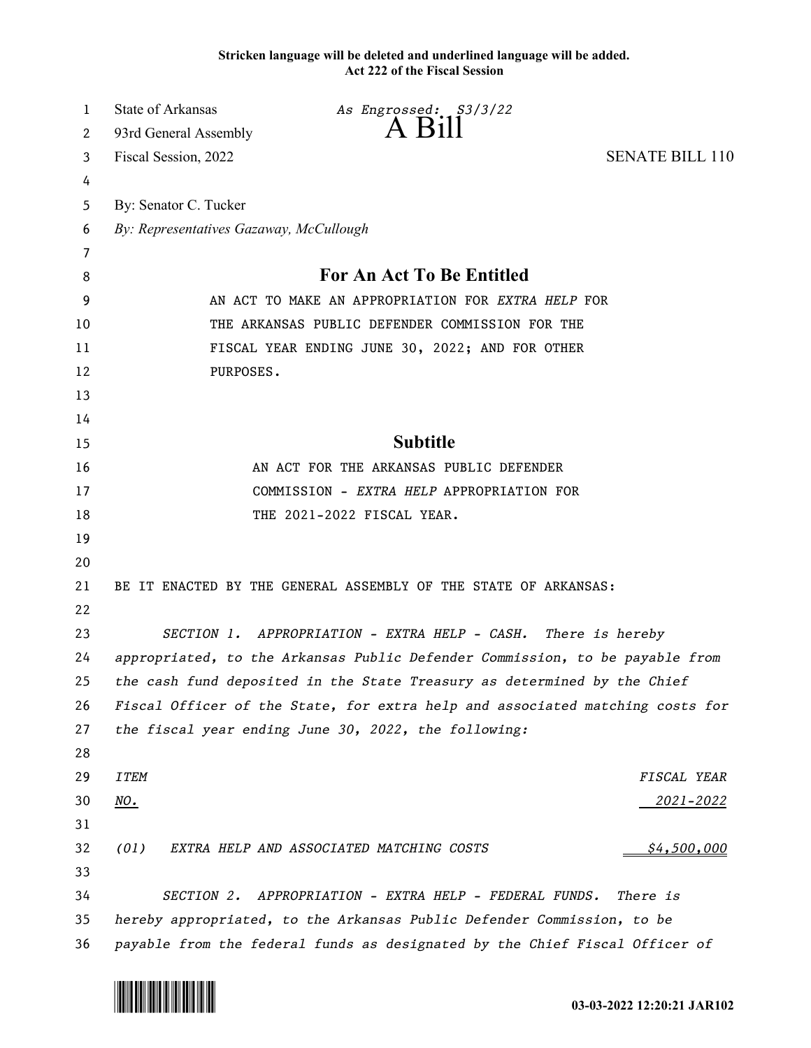**Stricken language will be deleted and underlined language will be added.**
**Act 222 of the Fiscal Session**

State of Arkansas
93rd General Assembly
Fiscal Session, 2022

*As Engrossed: S3/3/22*

# A Bill

SENATE BILL 110

By: Senator C. Tucker
*By: Representatives Gazaway, McCullough*

## For An Act To Be Entitled

AN ACT TO MAKE AN APPROPRIATION FOR *EXTRA HELP* FOR THE ARKANSAS PUBLIC DEFENDER COMMISSION FOR THE FISCAL YEAR ENDING JUNE 30, 2022; AND FOR OTHER PURPOSES.

## Subtitle

AN ACT FOR THE ARKANSAS PUBLIC DEFENDER COMMISSION - *EXTRA HELP* APPROPRIATION FOR THE 2021-2022 FISCAL YEAR.

BE IT ENACTED BY THE GENERAL ASSEMBLY OF THE STATE OF ARKANSAS:

*SECTION 1. APPROPRIATION - EXTRA HELP - CASH. There is hereby appropriated, to the Arkansas Public Defender Commission, to be payable from the cash fund deposited in the State Treasury as determined by the Chief Fiscal Officer of the State, for extra help and associated matching costs for the fiscal year ending June 30, 2022, the following:*

| *ITEM NO.* | | *FISCAL YEAR 2021-2022* |
|---|---|---|
| *(01)* | *EXTRA HELP AND ASSOCIATED MATCHING COSTS* | *$4,500,000* |

*SECTION 2. APPROPRIATION - EXTRA HELP - FEDERAL FUNDS. There is hereby appropriated, to the Arkansas Public Defender Commission, to be payable from the federal funds as designated by the Chief Fiscal Officer of*

03-03-2022 12:20:21 JAR102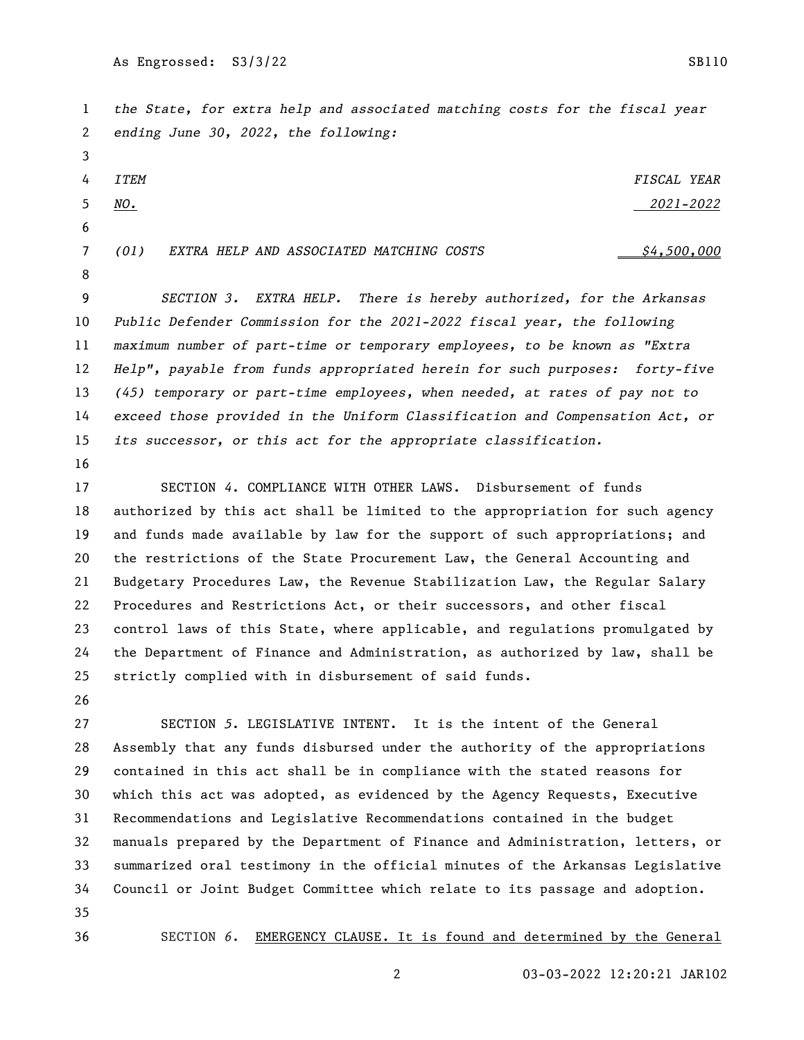*the State, for extra help and associated matching costs for the fiscal year ending June 30, 2022, the following:*

| *ITEM NO.* | | *FISCAL YEAR 2021-2022* |
|---|---|---|
| *(01)* | *EXTRA HELP AND ASSOCIATED MATCHING COSTS* | *$4,500,000* |

*SECTION 3. EXTRA HELP. There is hereby authorized, for the Arkansas Public Defender Commission for the 2021-2022 fiscal year, the following maximum number of part-time or temporary employees, to be known as "Extra Help", payable from funds appropriated herein for such purposes: forty-five (45) temporary or part-time employees, when needed, at rates of pay not to exceed those provided in the Uniform Classification and Compensation Act, or its successor, or this act for the appropriate classification.*

SECTION *4*. COMPLIANCE WITH OTHER LAWS. Disbursement of funds authorized by this act shall be limited to the appropriation for such agency and funds made available by law for the support of such appropriations; and the restrictions of the State Procurement Law, the General Accounting and Budgetary Procedures Law, the Revenue Stabilization Law, the Regular Salary Procedures and Restrictions Act, or their successors, and other fiscal control laws of this State, where applicable, and regulations promulgated by the Department of Finance and Administration, as authorized by law, shall be strictly complied with in disbursement of said funds.

SECTION *5*. LEGISLATIVE INTENT. It is the intent of the General Assembly that any funds disbursed under the authority of the appropriations contained in this act shall be in compliance with the stated reasons for which this act was adopted, as evidenced by the Agency Requests, Executive Recommendations and Legislative Recommendations contained in the budget manuals prepared by the Department of Finance and Administration, letters, or summarized oral testimony in the official minutes of the Arkansas Legislative Council or Joint Budget Committee which relate to its passage and adoption.

SECTION *6*. EMERGENCY CLAUSE. It is found and determined by the General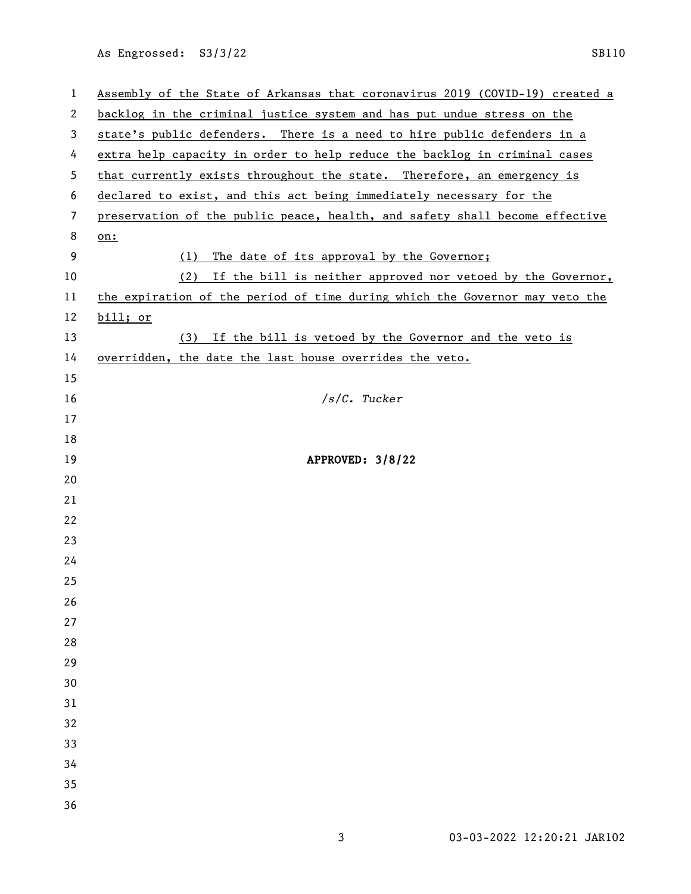Assembly of the State of Arkansas that coronavirus 2019 (COVID-19) created a backlog in the criminal justice system and has put undue stress on the state's public defenders. There is a need to hire public defenders in a extra help capacity in order to help reduce the backlog in criminal cases that currently exists throughout the state. Therefore, an emergency is declared to exist, and this act being immediately necessary for the preservation of the public peace, health, and safety shall become effective on:

(1) The date of its approval by the Governor;

(2) If the bill is neither approved nor vetoed by the Governor, the expiration of the period of time during which the Governor may veto the bill; or

(3) If the bill is vetoed by the Governor and the veto is overridden, the date the last house overrides the veto.

*/s/C. Tucker*

**APPROVED: 3/8/22**